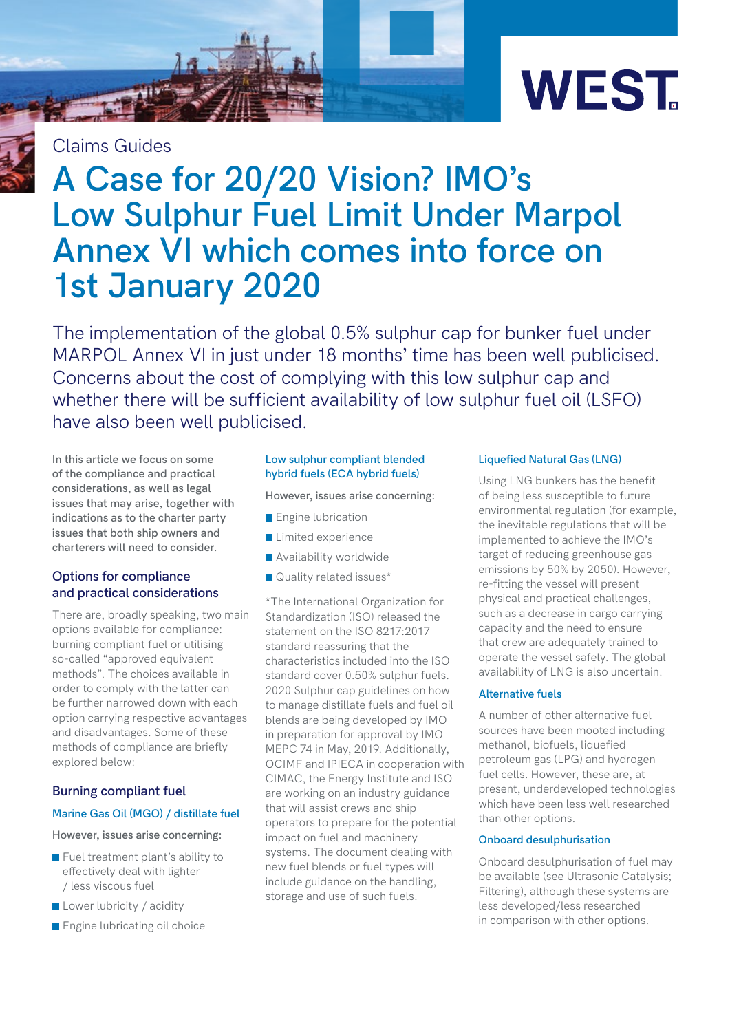WEST

Claims Guides

# A Case for 20/20 Vision? IMO's Low Sulphur Fuel Limit Under Marpol Annex VI which comes into force on 1st January 2020

The implementation of the global 0.5% sulphur cap for bunker fuel under MARPOL Annex VI in just under 18 months' time has been well publicised. Concerns about the cost of complying with this low sulphur cap and whether there will be sufficient availability of low sulphur fuel oil (LSFO) have also been well publicised.

**In this article we focus on some of the compliance and practical considerations, as well as legal issues that may arise, together with indications as to the charter party issues that both ship owners and charterers will need to consider.**

## Options for compliance and practical considerations

There are, broadly speaking, two main options available for compliance: burning compliant fuel or utilising so-called "approved equivalent methods". The choices available in order to comply with the latter can be further narrowed down with each option carrying respective advantages and disadvantages. Some of these methods of compliance are briefly explored below:

### Burning compliant fuel

#### Marine Gas Oil (MGO) / distillate fuel

However, issues arise concerning:

- Fuel treatment plant's ability to effectively deal with lighter / less viscous fuel
- Lower lubricity / acidity
- Engine lubricating oil choice

#### Low sulphur compliant blended hybrid fuels (ECA hybrid fuels)

However, issues arise concerning:

- Engine lubrication
- Limited experience
- Availability worldwide
- Quality related issues*

*The International Organization for Standardization (ISO) released the statement on the ISO 8217:2017 standard reassuring that the characteristics included into the ISO standard cover 0.50% sulphur fuels. 2020 Sulphur cap guidelines on how to manage distillate fuels and fuel oil blends are being developed by IMO in preparation for approval by IMO MEPC 74 in May, 2019. Additionally, OCIMF and IPIECA in cooperation with CIMAC, the Energy Institute and ISO are working on an industry guidance that will assist crews and ship operators to prepare for the potential impact on fuel and machinery systems. The document dealing with new fuel blends or fuel types will include guidance on the handling, storage and use of such fuels.

#### Liquefied Natural Gas (LNG)

Using LNG bunkers has the benefit of being less susceptible to future environmental regulation (for example, the inevitable regulations that will be implemented to achieve the IMO's target of reducing greenhouse gas emissions by 50% by 2050). However, re-fitting the vessel will present physical and practical challenges, such as a decrease in cargo carrying capacity and the need to ensure that crew are adequately trained to operate the vessel safely. The global availability of LNG is also uncertain.

#### Alternative fuels

A number of other alternative fuel sources have been mooted including methanol, biofuels, liquefied petroleum gas (LPG) and hydrogen fuel cells. However, these are, at present, underdeveloped technologies which have been less well researched than other options.

#### Onboard desulphurisation

Onboard desulphurisation of fuel may be available (see Ultrasonic Catalysis; Filtering), although these systems are less developed/less researched in comparison with other options.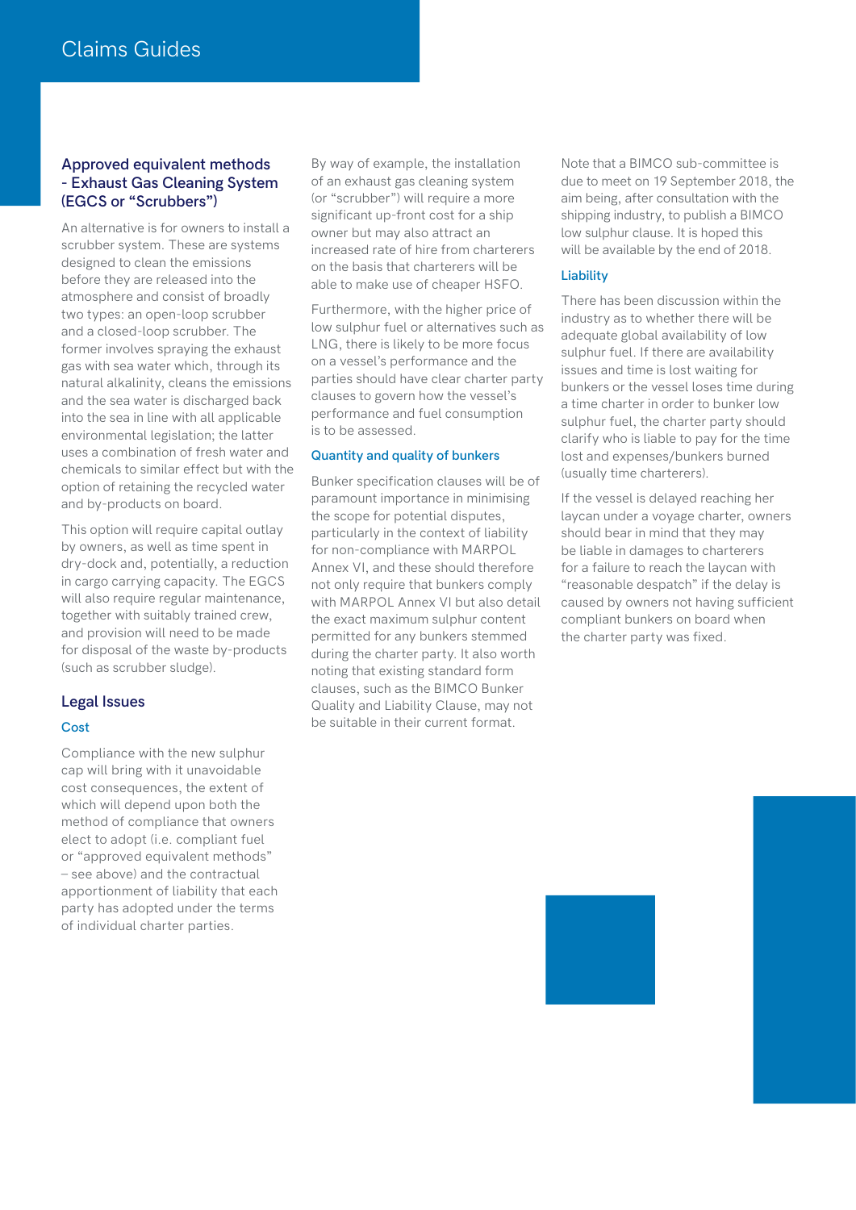### Approved equivalent methods - Exhaust Gas Cleaning System (EGCS or "Scrubbers")

An alternative is for owners to install a scrubber system. These are systems designed to clean the emissions before they are released into the atmosphere and consist of broadly two types: an open-loop scrubber and a closed-loop scrubber. The former involves spraying the exhaust gas with sea water which, through its natural alkalinity, cleans the emissions and the sea water is discharged back into the sea in line with all applicable environmental legislation; the latter uses a combination of fresh water and chemicals to similar effect but with the option of retaining the recycled water and by-products on board.

This option will require capital outlay by owners, as well as time spent in dry-dock and, potentially, a reduction in cargo carrying capacity. The EGCS will also require regular maintenance, together with suitably trained crew, and provision will need to be made for disposal of the waste by-products (such as scrubber sludge).

## Legal Issues

### Cost

Compliance with the new sulphur cap will bring with it unavoidable cost consequences, the extent of which will depend upon both the method of compliance that owners elect to adopt (i.e. compliant fuel or "approved equivalent methods" – see above) and the contractual apportionment of liability that each party has adopted under the terms of individual charter parties.

By way of example, the installation of an exhaust gas cleaning system (or "scrubber") will require a more significant up-front cost for a ship owner but may also attract an increased rate of hire from charterers on the basis that charterers will be able to make use of cheaper HSFO.

Furthermore, with the higher price of low sulphur fuel or alternatives such as LNG, there is likely to be more focus on a vessel's performance and the parties should have clear charter party clauses to govern how the vessel's performance and fuel consumption is to be assessed.

### Quantity and quality of bunkers

Bunker specification clauses will be of paramount importance in minimising the scope for potential disputes, particularly in the context of liability for non-compliance with MARPOL Annex VI, and these should therefore not only require that bunkers comply with MARPOL Annex VI but also detail the exact maximum sulphur content permitted for any bunkers stemmed during the charter party. It also worth noting that existing standard form clauses, such as the BIMCO Bunker Quality and Liability Clause, may not be suitable in their current format.

Note that a BIMCO sub-committee is due to meet on 19 September 2018, the aim being, after consultation with the shipping industry, to publish a BIMCO low sulphur clause. It is hoped this will be available by the end of 2018.

### Liability

There has been discussion within the industry as to whether there will be adequate global availability of low sulphur fuel. If there are availability issues and time is lost waiting for bunkers or the vessel loses time during a time charter in order to bunker low sulphur fuel, the charter party should clarify who is liable to pay for the time lost and expenses/bunkers burned (usually time charterers).

If the vessel is delayed reaching her laycan under a voyage charter, owners should bear in mind that they may be liable in damages to charterers for a failure to reach the laycan with "reasonable despatch" if the delay is caused by owners not having sufficient compliant bunkers on board when the charter party was fixed.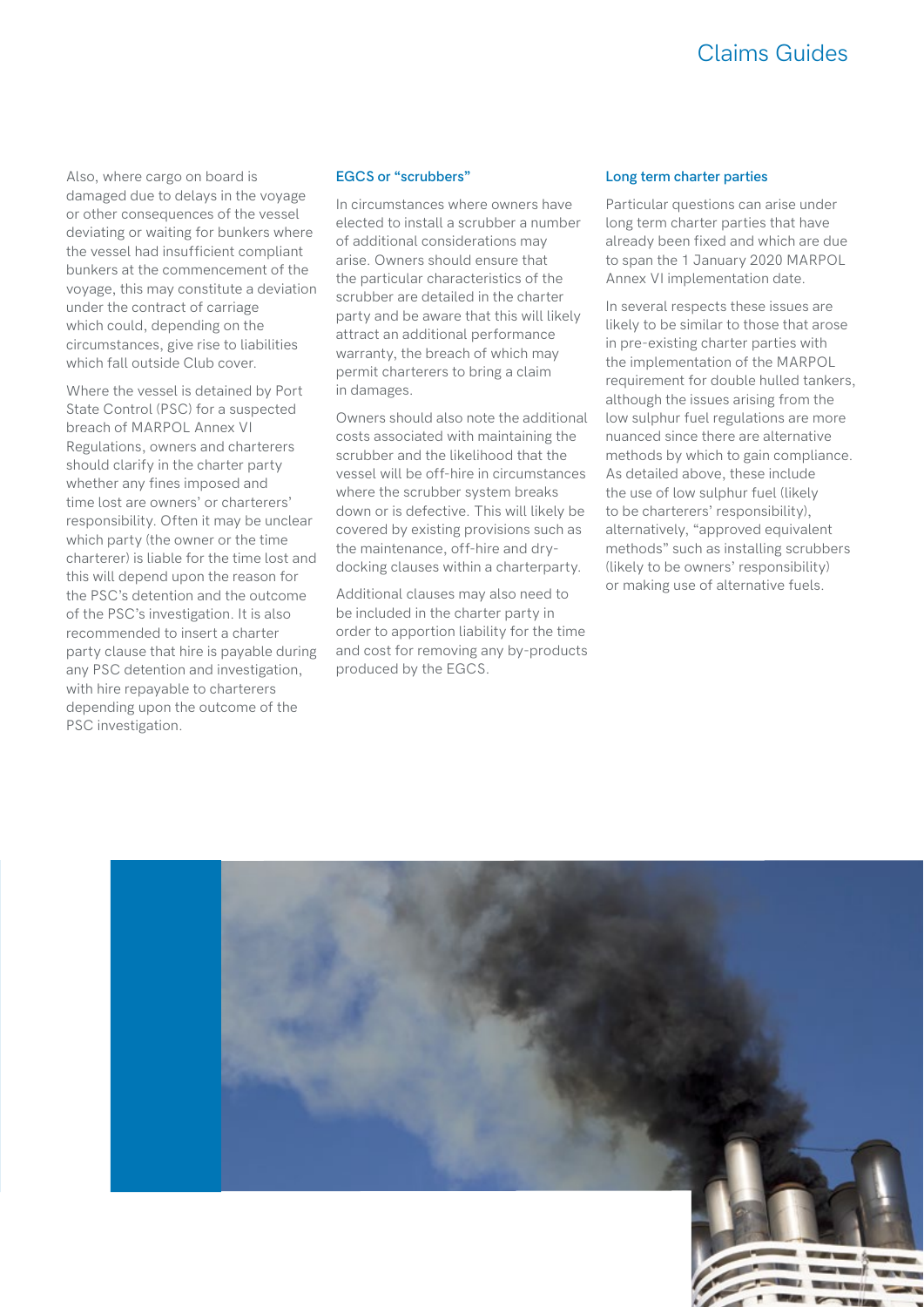Also, where cargo on board is damaged due to delays in the voyage or other consequences of the vessel deviating or waiting for bunkers where the vessel had insufficient compliant bunkers at the commencement of the voyage, this may constitute a deviation under the contract of carriage which could, depending on the circumstances, give rise to liabilities which fall outside Club cover.

Where the vessel is detained by Port State Control (PSC) for a suspected breach of MARPOL Annex VI Regulations, owners and charterers should clarify in the charter party whether any fines imposed and time lost are owners' or charterers' responsibility. Often it may be unclear which party (the owner or the time charterer) is liable for the time lost and this will depend upon the reason for the PSC's detention and the outcome of the PSC's investigation. It is also recommended to insert a charter party clause that hire is payable during any PSC detention and investigation, with hire repayable to charterers depending upon the outcome of the PSC investigation.

### EGCS or "scrubbers"

In circumstances where owners have elected to install a scrubber a number of additional considerations may arise. Owners should ensure that the particular characteristics of the scrubber are detailed in the charter party and be aware that this will likely attract an additional performance warranty, the breach of which may permit charterers to bring a claim in damages.

Owners should also note the additional costs associated with maintaining the scrubber and the likelihood that the vessel will be off-hire in circumstances where the scrubber system breaks down or is defective. This will likely be covered by existing provisions such as the maintenance, off-hire and dry-docking clauses within a charterparty.

Additional clauses may also need to be included in the charter party in order to apportion liability for the time and cost for removing any by-products produced by the EGCS.

### Long term charter parties

Particular questions can arise under long term charter parties that have already been fixed and which are due to span the 1 January 2020 MARPOL Annex VI implementation date.

In several respects these issues are likely to be similar to those that arose in pre-existing charter parties with the implementation of the MARPOL requirement for double hulled tankers, although the issues arising from the low sulphur fuel regulations are more nuanced since there are alternative methods by which to gain compliance. As detailed above, these include the use of low sulphur fuel (likely to be charterers' responsibility), alternatively, "approved equivalent methods" such as installing scrubbers (likely to be owners' responsibility) or making use of alternative fuels.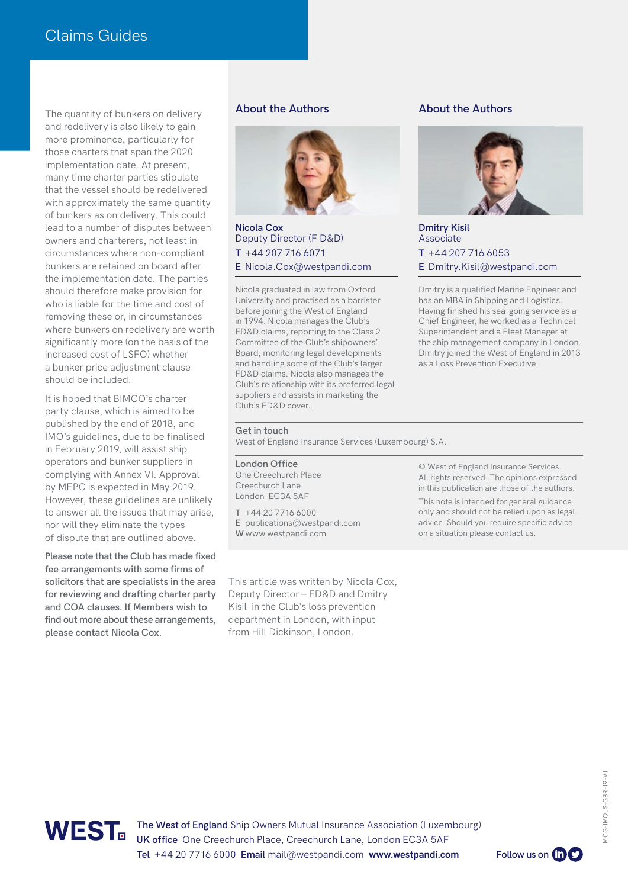The quantity of bunkers on delivery and redelivery is also likely to gain more prominence, particularly for those charters that span the 2020 implementation date. At present, many time charter parties stipulate that the vessel should be redelivered with approximately the same quantity of bunkers as on delivery. This could lead to a number of disputes between owners and charterers, not least in circumstances where non-compliant bunkers are retained on board after the implementation date. The parties should therefore make provision for who is liable for the time and cost of removing these or, in circumstances where bunkers on redelivery are worth significantly more (on the basis of the increased cost of LSFO) whether a bunker price adjustment clause should be included.

It is hoped that BIMCO's charter party clause, which is aimed to be published by the end of 2018, and IMO's guidelines, due to be finalised in February 2019, will assist ship operators and bunker suppliers in complying with Annex VI. Approval by MEPC is expected in May 2019. However, these guidelines are unlikely to answer all the issues that may arise, nor will they eliminate the types of dispute that are outlined above.

**Please note that the Club has made fixed fee arrangements with some firms of solicitors that are specialists in the area for reviewing and drafting charter party and COA clauses. If Members wish to find out more about these arrangements, please contact Nicola Cox.**

## About the Authors

**Nicola Cox**
Deputy Director (F D&D)
T +44 207 716 6071
E Nicola.Cox@westpandi.com

Nicola graduated in law from Oxford University and practised as a barrister before joining the West of England in 1994. Nicola manages the Club's FD&D claims, reporting to the Class 2 Committee of the Club's shipowners' Board, monitoring legal developments and handling some of the Club's larger FD&D claims. Nicola also manages the Club's relationship with its preferred legal suppliers and assists in marketing the Club's FD&D cover.

## About the Authors

**Dmitry Kisil**
Associate
T +44 207 716 6053
E Dmitry.Kisil@westpandi.com

Dmitry is a qualified Marine Engineer and has an MBA in Shipping and Logistics. Having finished his sea-going service as a Chief Engineer, he worked as a Technical Superintendent and a Fleet Manager at the ship management company in London. Dmitry joined the West of England in 2013 as a Loss Prevention Executive.

### Get in touch

West of England Insurance Services (Luxembourg) S.A.

**London Office**
One Creechurch Place
Creechurch Lane
London EC3A 5AF

T +44 20 7716 6000
E publications@westpandi.com
W www.westpandi.com

© West of England Insurance Services. All rights reserved. The opinions expressed in this publication are those of the authors.

This note is intended for general guidance only and should not be relied upon as legal advice. Should you require specific advice on a situation please contact us.

This article was written by Nicola Cox, Deputy Director – FD&D and Dmitry Kisil in the Club's loss prevention department in London, with input from Hill Dickinson, London.

**WEST**

**The West of England** Ship Owners Mutual Insurance Association (Luxembourg)
**UK office** One Creechurch Place, Creechurch Lane, London EC3A 5AF
**Tel** +44 20 7716 6000 **Email** mail@westpandi.com **www.westpandi.com**

Follow us on

MCG-IMOLS-GBR-19-V1